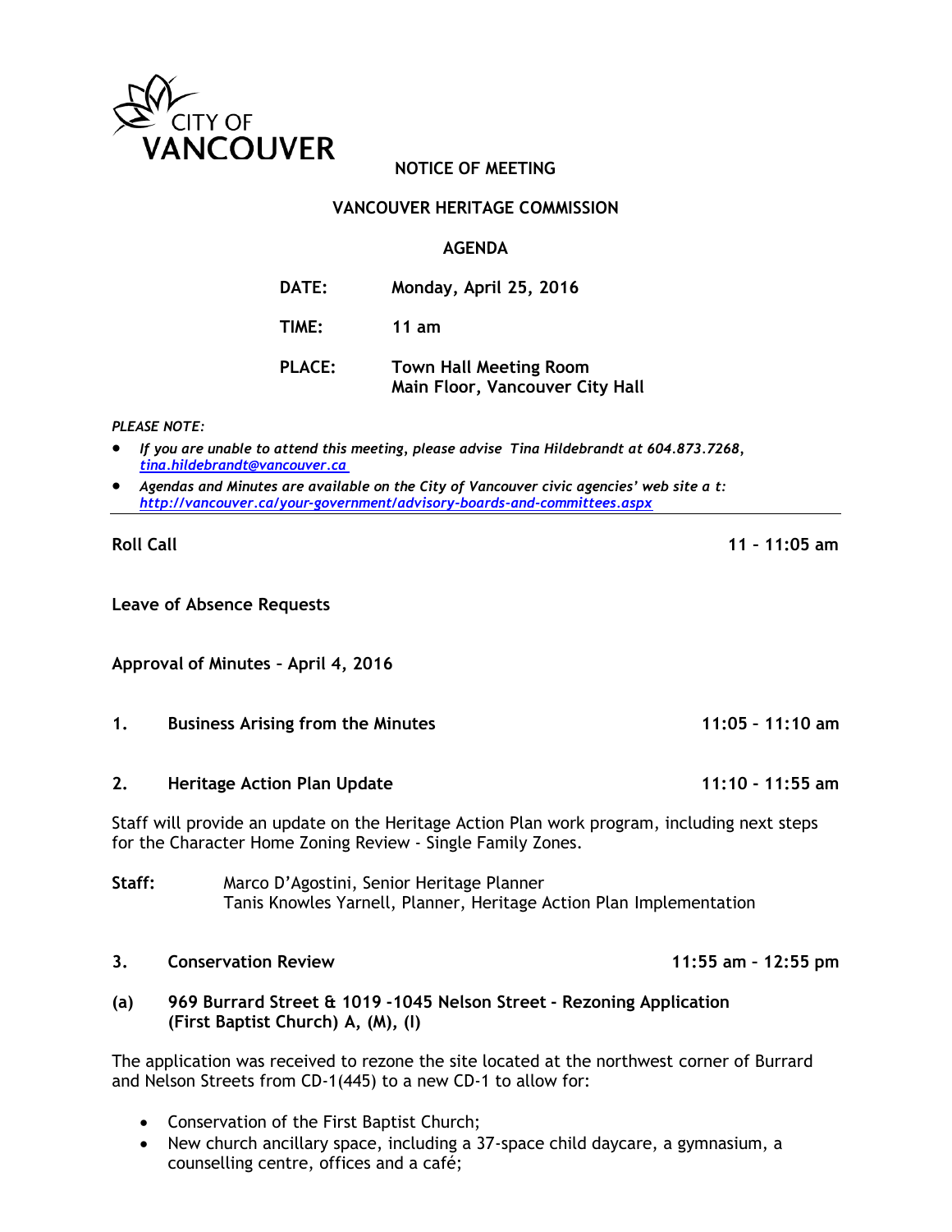CITY OF VANCOUVER

**NOTICE OF MEETING**

**VANCOUVER HERITAGE COMMISSION**

**AGENDA**

| | |
|---|---|
| **DATE:** | **Monday, April 25, 2016** |
| **TIME:** | **11 am** |
| **PLACE:** | **Town Hall Meeting Room**<br>**Main Floor, Vancouver City Hall** |

*PLEASE NOTE:*

- *If you are unable to attend this meeting, please advise Tina Hildebrandt at 604.873.7268, tina.hildebrandt@vancouver.ca*
- *Agendas and Minutes are available on the City of Vancouver civic agencies' web site a t: http://vancouver.ca/your-government/advisory-boards-and-committees.aspx*

---

**Roll Call** **11 - 11:05 am**

**Leave of Absence Requests**

**Approval of Minutes – April 4, 2016**

**1. Business Arising from the Minutes** **11:05 - 11:10 am**

**2. Heritage Action Plan Update** **11:10 - 11:55 am**

Staff will provide an update on the Heritage Action Plan work program, including next steps for the Character Home Zoning Review - Single Family Zones.

**Staff:** Marco D'Agostini, Senior Heritage Planner
Tanis Knowles Yarnell, Planner, Heritage Action Plan Implementation

**3. Conservation Review** **11:55 am – 12:55 pm**

**(a) 969 Burrard Street & 1019 -1045 Nelson Street - Rezoning Application (First Baptist Church) A, (M), (I)**

The application was received to rezone the site located at the northwest corner of Burrard and Nelson Streets from CD-1(445) to a new CD-1 to allow for:

- Conservation of the First Baptist Church;
- New church ancillary space, including a 37-space child daycare, a gymnasium, a counselling centre, offices and a café;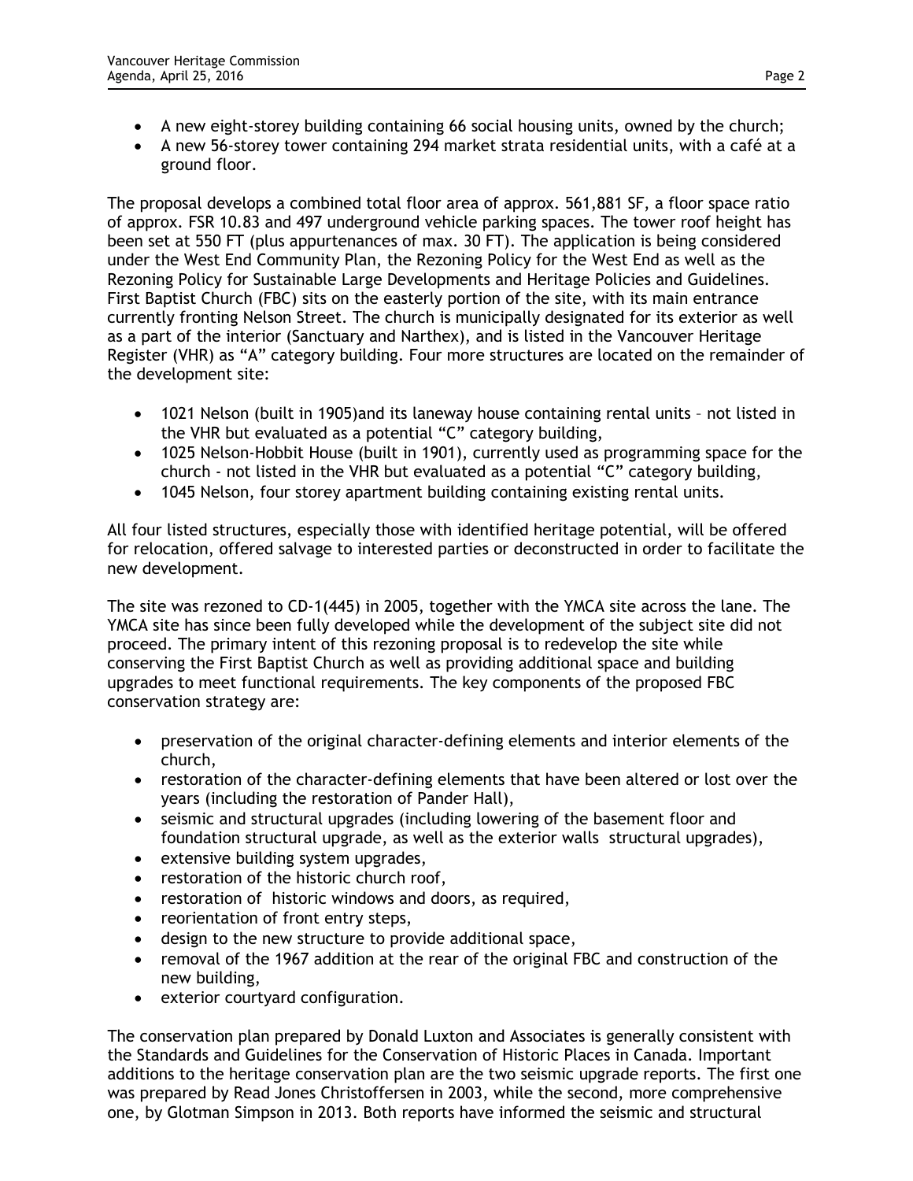- A new eight-storey building containing 66 social housing units, owned by the church;
- A new 56-storey tower containing 294 market strata residential units, with a café at a ground floor.

The proposal develops a combined total floor area of approx. 561,881 SF, a floor space ratio of approx. FSR 10.83 and 497 underground vehicle parking spaces. The tower roof height has been set at 550 FT (plus appurtenances of max. 30 FT). The application is being considered under the West End Community Plan, the Rezoning Policy for the West End as well as the Rezoning Policy for Sustainable Large Developments and Heritage Policies and Guidelines. First Baptist Church (FBC) sits on the easterly portion of the site, with its main entrance currently fronting Nelson Street. The church is municipally designated for its exterior as well as a part of the interior (Sanctuary and Narthex), and is listed in the Vancouver Heritage Register (VHR) as "A" category building. Four more structures are located on the remainder of the development site:

- 1021 Nelson (built in 1905)and its laneway house containing rental units – not listed in the VHR but evaluated as a potential "C" category building,
- 1025 Nelson-Hobbit House (built in 1901), currently used as programming space for the church - not listed in the VHR but evaluated as a potential "C" category building,
- 1045 Nelson, four storey apartment building containing existing rental units.

All four listed structures, especially those with identified heritage potential, will be offered for relocation, offered salvage to interested parties or deconstructed in order to facilitate the new development.

The site was rezoned to CD-1(445) in 2005, together with the YMCA site across the lane. The YMCA site has since been fully developed while the development of the subject site did not proceed. The primary intent of this rezoning proposal is to redevelop the site while conserving the First Baptist Church as well as providing additional space and building upgrades to meet functional requirements. The key components of the proposed FBC conservation strategy are:

- preservation of the original character-defining elements and interior elements of the church,
- restoration of the character-defining elements that have been altered or lost over the years (including the restoration of Pander Hall),
- seismic and structural upgrades (including lowering of the basement floor and foundation structural upgrade, as well as the exterior walls structural upgrades),
- extensive building system upgrades,
- restoration of the historic church roof,
- restoration of historic windows and doors, as required,
- reorientation of front entry steps,
- design to the new structure to provide additional space,
- removal of the 1967 addition at the rear of the original FBC and construction of the new building,
- exterior courtyard configuration.

The conservation plan prepared by Donald Luxton and Associates is generally consistent with the Standards and Guidelines for the Conservation of Historic Places in Canada. Important additions to the heritage conservation plan are the two seismic upgrade reports. The first one was prepared by Read Jones Christoffersen in 2003, while the second, more comprehensive one, by Glotman Simpson in 2013. Both reports have informed the seismic and structural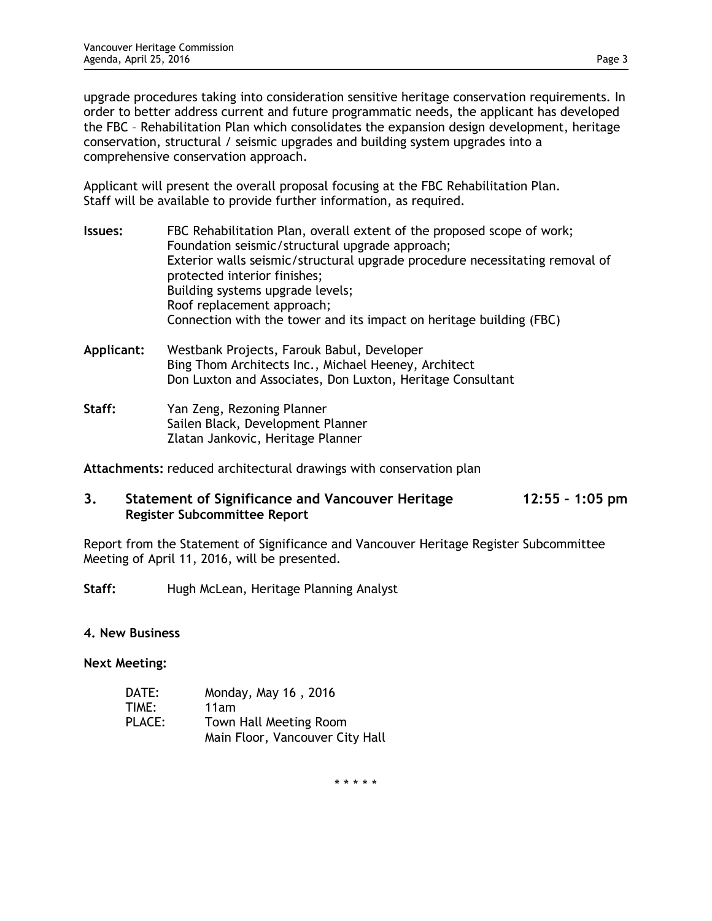upgrade procedures taking into consideration sensitive heritage conservation requirements. In order to better address current and future programmatic needs, the applicant has developed the FBC – Rehabilitation Plan which consolidates the expansion design development, heritage conservation, structural / seismic upgrades and building system upgrades into a comprehensive conservation approach.

Applicant will present the overall proposal focusing at the FBC Rehabilitation Plan. Staff will be available to provide further information, as required.

**Issues:** FBC Rehabilitation Plan, overall extent of the proposed scope of work;
Foundation seismic/structural upgrade approach;
Exterior walls seismic/structural upgrade procedure necessitating removal of protected interior finishes;
Building systems upgrade levels;
Roof replacement approach;
Connection with the tower and its impact on heritage building (FBC)

**Applicant:** Westbank Projects, Farouk Babul, Developer
Bing Thom Architects Inc., Michael Heeney, Architect
Don Luxton and Associates, Don Luxton, Heritage Consultant

**Staff:** Yan Zeng, Rezoning Planner
Sailen Black, Development Planner
Zlatan Jankovic, Heritage Planner

**Attachments:** reduced architectural drawings with conservation plan

## 3. Statement of Significance and Vancouver Heritage Register Subcommittee Report 12:55 – 1:05 pm

Report from the Statement of Significance and Vancouver Heritage Register Subcommittee Meeting of April 11, 2016, will be presented.

**Staff:** Hugh McLean, Heritage Planning Analyst

**4. New Business**

**Next Meeting:**

DATE: Monday, May 16 , 2016
TIME: 11am
PLACE: Town Hall Meeting Room
Main Floor, Vancouver City Hall

\* \* \* \* \*